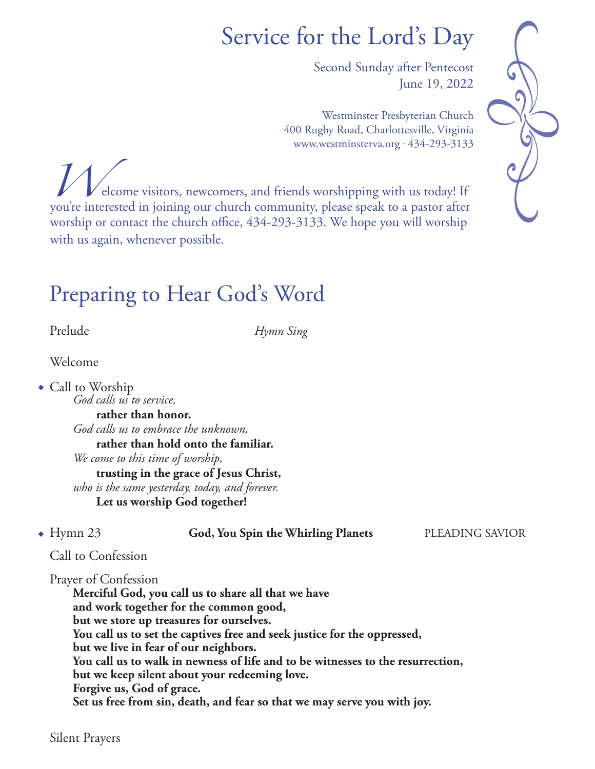# Service for the Lord's Day

Second Sunday after Pentecost
June 19, 2022

Westminster Presbyterian Church
400 Rugby Road, Charlottesville, Virginia
www.westminsterva.org · 434-293-3133

Welcome visitors, newcomers, and friends worshipping with us today! If you're interested in joining our church community, please speak to a pastor after worship or contact the church office, 434-293-3133. We hope you will worship with us again, whenever possible.

## Preparing to Hear God's Word

Prelude — *Hymn Sing*

Welcome

◆ Call to Worship

*God calls us to service,*
**rather than honor.**
*God calls us to embrace the unknown,*
**rather than hold onto the familiar.**
*We come to this time of worship,*
**trusting in the grace of Jesus Christ,**
*who is the same yesterday, today, and forever.*
**Let us worship God together!**

◆ Hymn 23 — **God, You Spin the Whirling Planets** — PLEADING SAVIOR

Call to Confession

Prayer of Confession

**Merciful God, you call us to share all that we have**
**and work together for the common good,**
**but we store up treasures for ourselves.**
**You call us to set the captives free and seek justice for the oppressed,**
**but we live in fear of our neighbors.**
**You call us to walk in newness of life and to be witnesses to the resurrection,**
**but we keep silent about your redeeming love.**
**Forgive us, God of grace.**
**Set us free from sin, death, and fear so that we may serve you with joy.**

Silent Prayers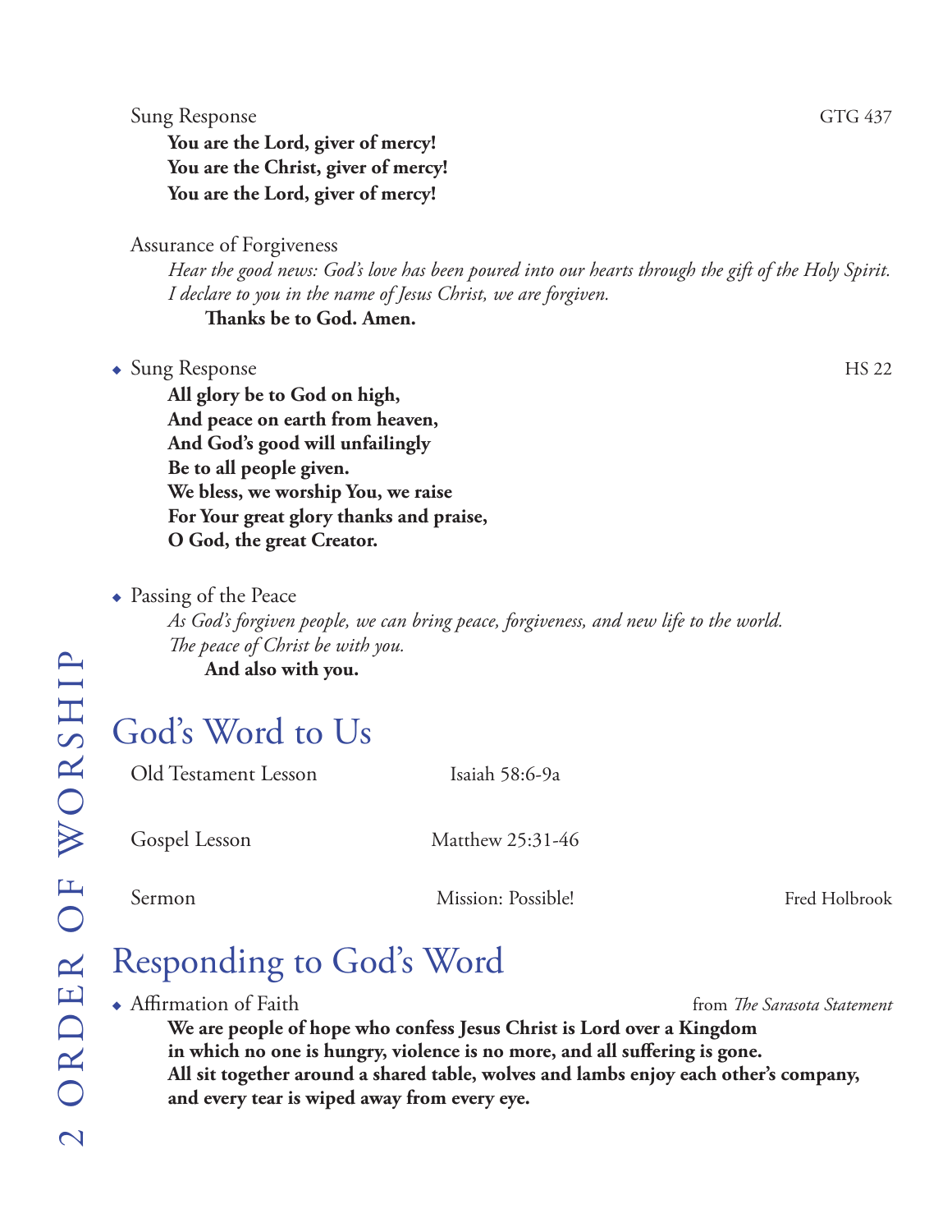Sung Response GTG 437

**You are the Lord, giver of mercy!**
**You are the Christ, giver of mercy!**
**You are the Lord, giver of mercy!**

Assurance of Forgiveness

*Hear the good news: God's love has been poured into our hearts through the gift of the Holy Spirit. I declare to you in the name of Jesus Christ, we are forgiven.*

**Thanks be to God. Amen.**

◆ Sung Response HS 22

**All glory be to God on high,**
**And peace on earth from heaven,**
**And God's good will unfailingly**
**Be to all people given.**
**We bless, we worship You, we raise**
**For Your great glory thanks and praise,**
**O God, the great Creator.**

◆ Passing of the Peace

*As God's forgiven people, we can bring peace, forgiveness, and new life to the world.*
*The peace of Christ be with you.*

**And also with you.**

## God's Word to Us

Old Testament Lesson — Isaiah 58:6-9a

Gospel Lesson — Matthew 25:31-46

Sermon — Mission: Possible! — Fred Holbrook

## Responding to God's Word

◆ Affirmation of Faith — from *The Sarasota Statement*

**We are people of hope who confess Jesus Christ is Lord over a Kingdom in which no one is hungry, violence is no more, and all suffering is gone. All sit together around a shared table, wolves and lambs enjoy each other's company, and every tear is wiped away from every eye.**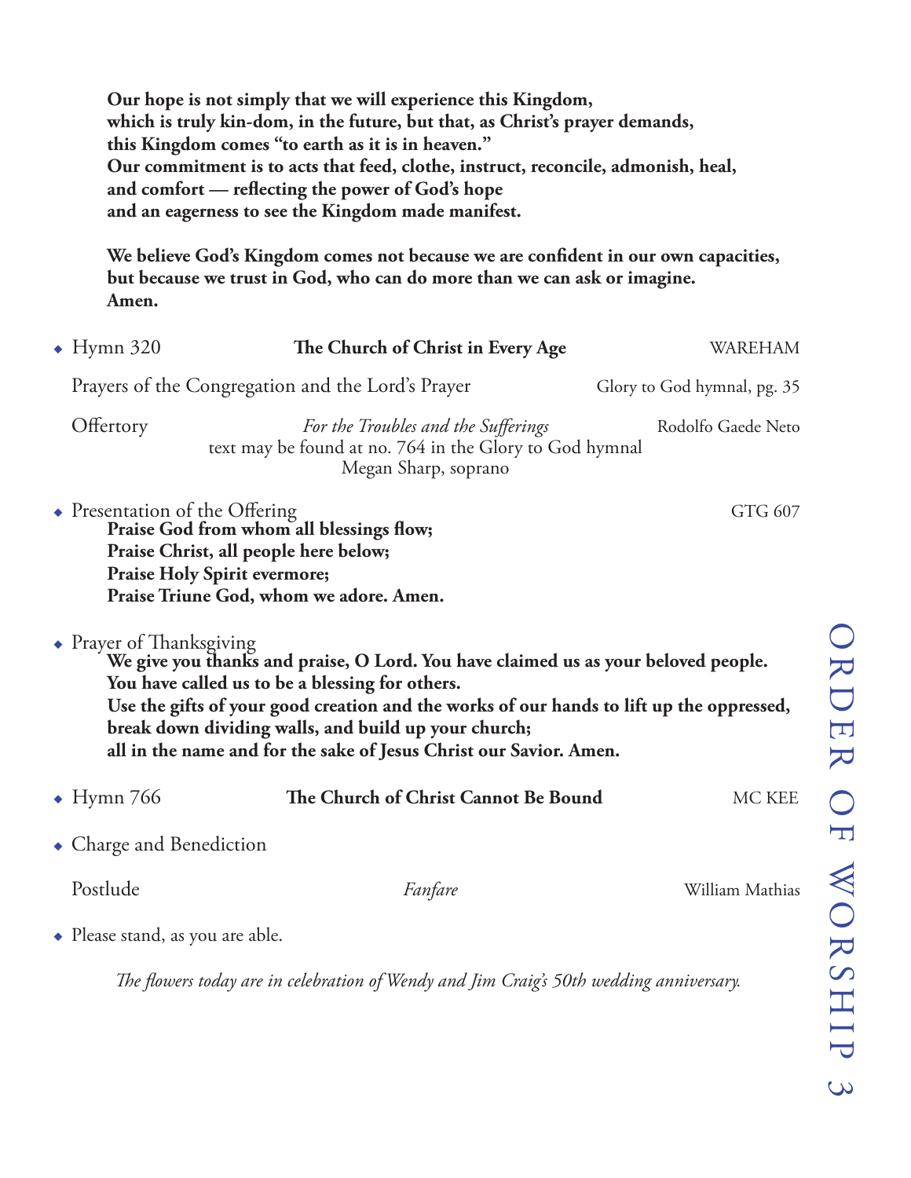**Our hope is not simply that we will experience this Kingdom,**
**which is truly kin-dom, in the future, but that, as Christ's prayer demands,**
**this Kingdom comes "to earth as it is in heaven."**
**Our commitment is to acts that feed, clothe, instruct, reconcile, admonish, heal,**
**and comfort — reflecting the power of God's hope**
**and an eagerness to see the Kingdom made manifest.**

**We believe God's Kingdom comes not because we are confident in our own capacities,**
**but because we trust in God, who can do more than we can ask or imagine.**
**Amen.**

◆ Hymn 320 — **The Church of Christ in Every Age** — WAREHAM

Prayers of the Congregation and the Lord's Prayer — Glory to God hymnal, pg. 35

Offertory — *For the Troubles and the Sufferings* — Rodolfo Gaede Neto
text may be found at no. 764 in the Glory to God hymnal
Megan Sharp, soprano

◆ Presentation of the Offering — GTG 607

**Praise God from whom all blessings flow;**
**Praise Christ, all people here below;**
**Praise Holy Spirit evermore;**
**Praise Triune God, whom we adore. Amen.**

◆ Prayer of Thanksgiving

**We give you thanks and praise, O Lord. You have claimed us as your beloved people.**
**You have called us to be a blessing for others.**
**Use the gifts of your good creation and the works of our hands to lift up the oppressed,**
**break down dividing walls, and build up your church;**
**all in the name and for the sake of Jesus Christ our Savior. Amen.**

◆ Hymn 766 — **The Church of Christ Cannot Be Bound** — MC KEE

◆ Charge and Benediction

Postlude — *Fanfare* — William Mathias

◆ Please stand, as you are able.

*The flowers today are in celebration of Wendy and Jim Craig's 50th wedding anniversary.*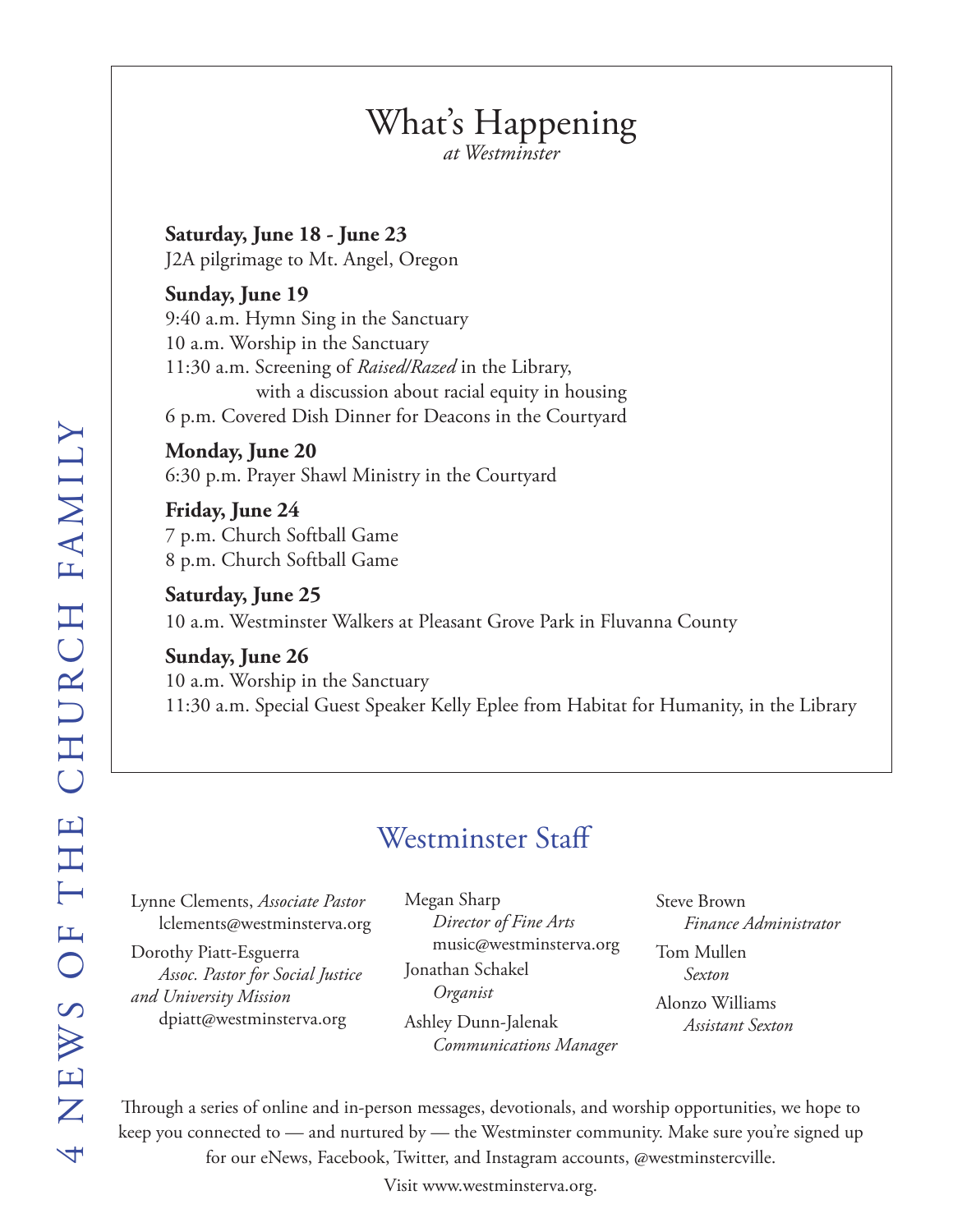# What's Happening

*at Westminster*

**Saturday, June 18 - June 23**
J2A pilgrimage to Mt. Angel, Oregon

**Sunday, June 19**
9:40 a.m. Hymn Sing in the Sanctuary
10 a.m. Worship in the Sanctuary
11:30 a.m. Screening of *Raised/Razed* in the Library, with a discussion about racial equity in housing
6 p.m. Covered Dish Dinner for Deacons in the Courtyard

**Monday, June 20**
6:30 p.m. Prayer Shawl Ministry in the Courtyard

**Friday, June 24**
7 p.m. Church Softball Game
8 p.m. Church Softball Game

**Saturday, June 25**
10 a.m. Westminster Walkers at Pleasant Grove Park in Fluvanna County

**Sunday, June 26**
10 a.m. Worship in the Sanctuary
11:30 a.m. Special Guest Speaker Kelly Eplee from Habitat for Humanity, in the Library

## Westminster Staff

Lynne Clements, *Associate Pastor*
lclements@westminsterva.org

Dorothy Piatt-Esguerra
*Assoc. Pastor for Social Justice and University Mission*
dpiatt@westminsterva.org

Megan Sharp
*Director of Fine Arts*
music@westminsterva.org

Jonathan Schakel
*Organist*

Ashley Dunn-Jalenak
*Communications Manager*

Steve Brown
*Finance Administrator*

Tom Mullen
*Sexton*

Alonzo Williams
*Assistant Sexton*

Through a series of online and in-person messages, devotionals, and worship opportunities, we hope to keep you connected to — and nurtured by — the Westminster community. Make sure you're signed up for our eNews, Facebook, Twitter, and Instagram accounts, @westminstercville.

Visit www.westminsterva.org.